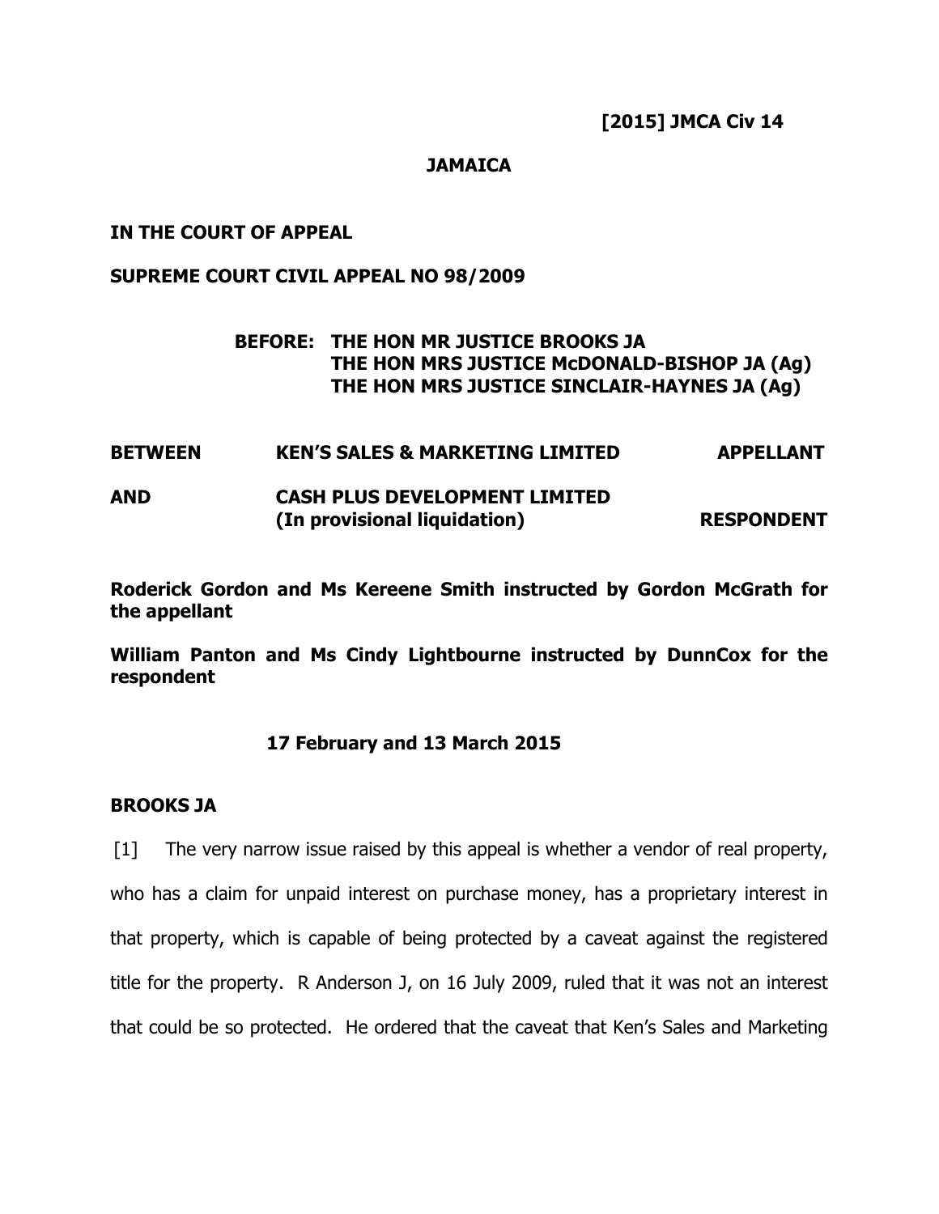**[2015] JMCA Civ 14**

**JAMAICA**

**IN THE COURT OF APPEAL**

**SUPREME COURT CIVIL APPEAL NO 98/2009**

**BEFORE: THE HON MR JUSTICE BROOKS JA**
**THE HON MRS JUSTICE McDONALD-BISHOP JA (Ag)**
**THE HON MRS JUSTICE SINCLAIR-HAYNES JA (Ag)**

| | | |
|---|---|---|
| **BETWEEN** | **KEN'S SALES & MARKETING LIMITED** | **APPELLANT** |
| **AND** | **CASH PLUS DEVELOPMENT LIMITED (In provisional liquidation)** | **RESPONDENT** |

**Roderick Gordon and Ms Kereene Smith instructed by Gordon McGrath for the appellant**

**William Panton and Ms Cindy Lightbourne instructed by DunnCox for the respondent**

**17 February and 13 March 2015**

**BROOKS JA**

[1] The very narrow issue raised by this appeal is whether a vendor of real property, who has a claim for unpaid interest on purchase money, has a proprietary interest in that property, which is capable of being protected by a caveat against the registered title for the property. R Anderson J, on 16 July 2009, ruled that it was not an interest that could be so protected. He ordered that the caveat that Ken's Sales and Marketing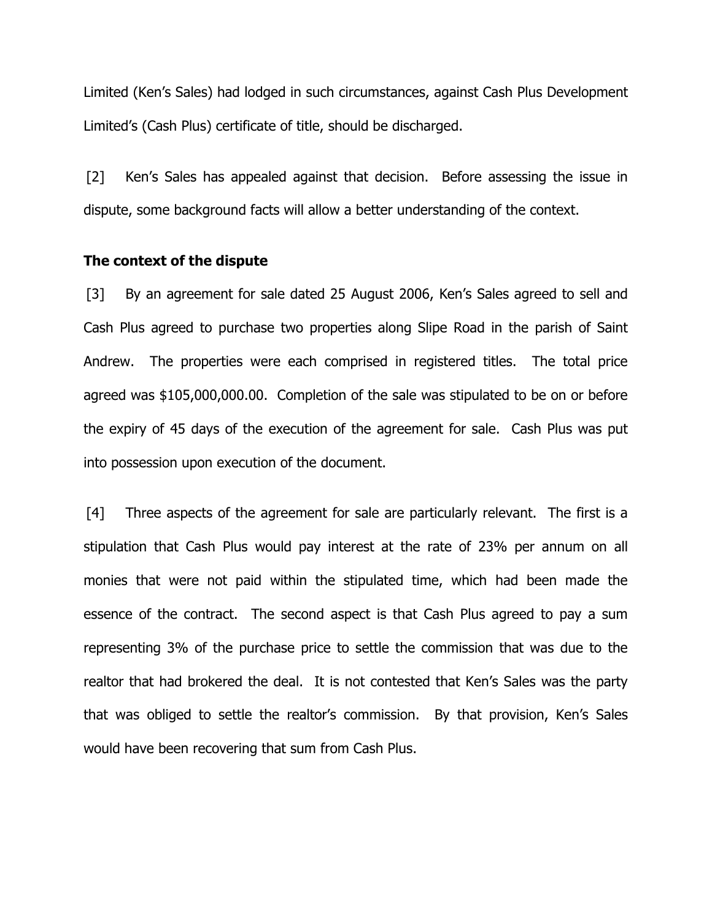Limited (Ken's Sales) had lodged in such circumstances, against Cash Plus Development Limited's (Cash Plus) certificate of title, should be discharged.

[2] Ken's Sales has appealed against that decision. Before assessing the issue in dispute, some background facts will allow a better understanding of the context.

**The context of the dispute**

[3] By an agreement for sale dated 25 August 2006, Ken's Sales agreed to sell and Cash Plus agreed to purchase two properties along Slipe Road in the parish of Saint Andrew. The properties were each comprised in registered titles. The total price agreed was $105,000,000.00. Completion of the sale was stipulated to be on or before the expiry of 45 days of the execution of the agreement for sale. Cash Plus was put into possession upon execution of the document.

[4] Three aspects of the agreement for sale are particularly relevant. The first is a stipulation that Cash Plus would pay interest at the rate of 23% per annum on all monies that were not paid within the stipulated time, which had been made the essence of the contract. The second aspect is that Cash Plus agreed to pay a sum representing 3% of the purchase price to settle the commission that was due to the realtor that had brokered the deal. It is not contested that Ken's Sales was the party that was obliged to settle the realtor's commission. By that provision, Ken's Sales would have been recovering that sum from Cash Plus.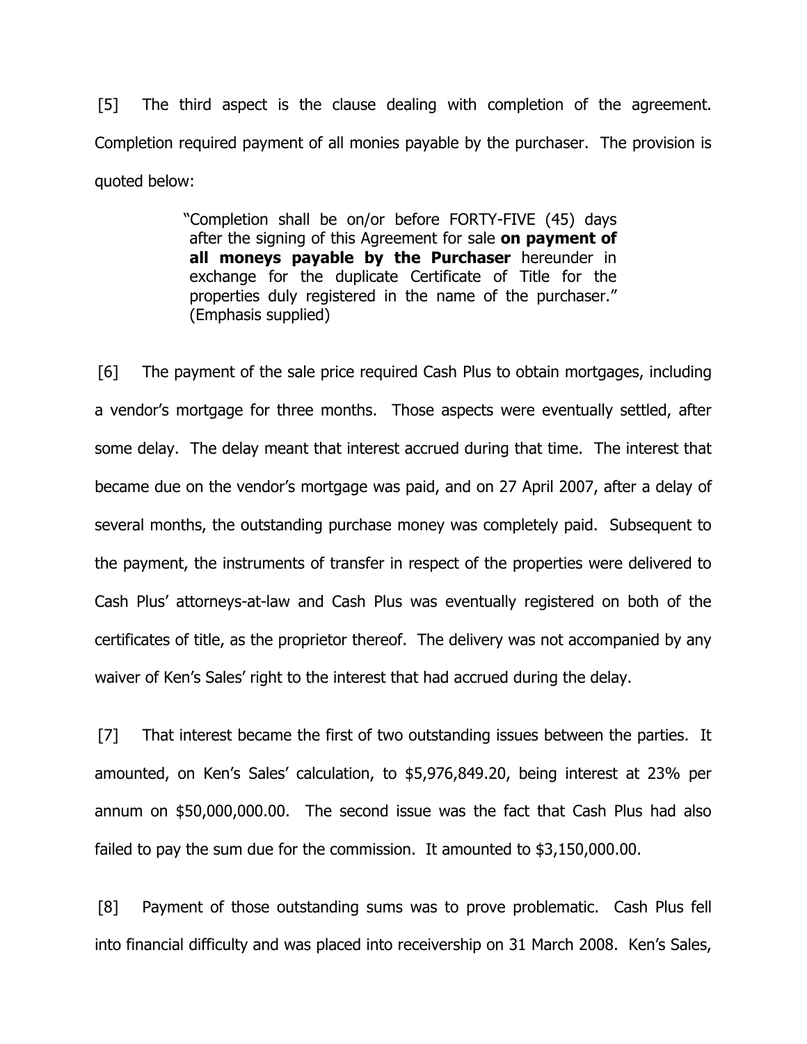[5] The third aspect is the clause dealing with completion of the agreement. Completion required payment of all monies payable by the purchaser. The provision is quoted below:

> "Completion shall be on/or before FORTY-FIVE (45) days after the signing of this Agreement for sale **on payment of all moneys payable by the Purchaser** hereunder in exchange for the duplicate Certificate of Title for the properties duly registered in the name of the purchaser." (Emphasis supplied)

[6] The payment of the sale price required Cash Plus to obtain mortgages, including a vendor's mortgage for three months. Those aspects were eventually settled, after some delay. The delay meant that interest accrued during that time. The interest that became due on the vendor's mortgage was paid, and on 27 April 2007, after a delay of several months, the outstanding purchase money was completely paid. Subsequent to the payment, the instruments of transfer in respect of the properties were delivered to Cash Plus' attorneys-at-law and Cash Plus was eventually registered on both of the certificates of title, as the proprietor thereof. The delivery was not accompanied by any waiver of Ken's Sales' right to the interest that had accrued during the delay.

[7] That interest became the first of two outstanding issues between the parties. It amounted, on Ken's Sales' calculation, to $5,976,849.20, being interest at 23% per annum on $50,000,000.00. The second issue was the fact that Cash Plus had also failed to pay the sum due for the commission. It amounted to $3,150,000.00.

[8] Payment of those outstanding sums was to prove problematic. Cash Plus fell into financial difficulty and was placed into receivership on 31 March 2008. Ken's Sales,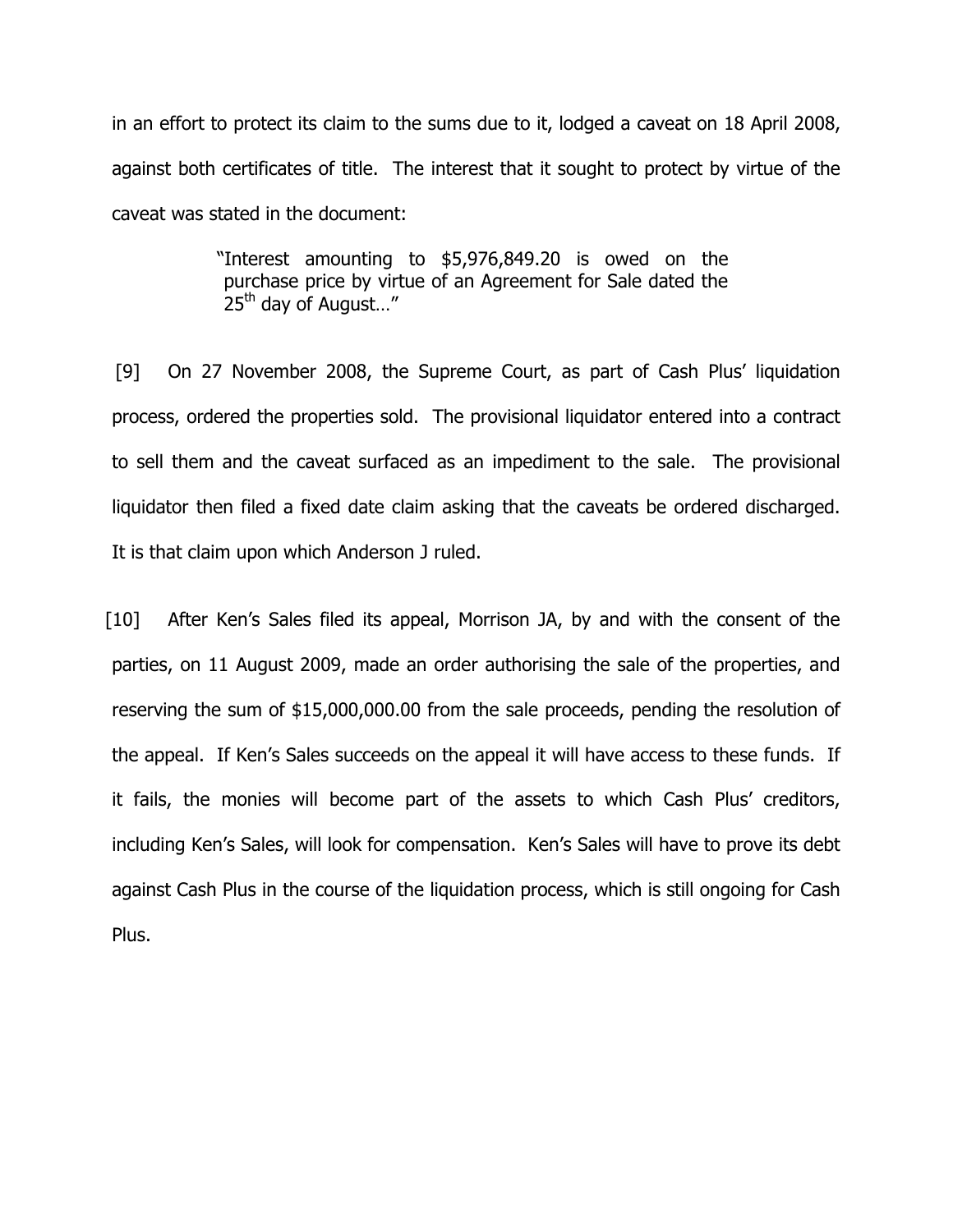in an effort to protect its claim to the sums due to it, lodged a caveat on 18 April 2008, against both certificates of title. The interest that it sought to protect by virtue of the caveat was stated in the document:

> "Interest amounting to $5,976,849.20 is owed on the purchase price by virtue of an Agreement for Sale dated the 25th day of August…"

[9] On 27 November 2008, the Supreme Court, as part of Cash Plus' liquidation process, ordered the properties sold. The provisional liquidator entered into a contract to sell them and the caveat surfaced as an impediment to the sale. The provisional liquidator then filed a fixed date claim asking that the caveats be ordered discharged. It is that claim upon which Anderson J ruled.

[10] After Ken's Sales filed its appeal, Morrison JA, by and with the consent of the parties, on 11 August 2009, made an order authorising the sale of the properties, and reserving the sum of $15,000,000.00 from the sale proceeds, pending the resolution of the appeal. If Ken's Sales succeeds on the appeal it will have access to these funds. If it fails, the monies will become part of the assets to which Cash Plus' creditors, including Ken's Sales, will look for compensation. Ken's Sales will have to prove its debt against Cash Plus in the course of the liquidation process, which is still ongoing for Cash Plus.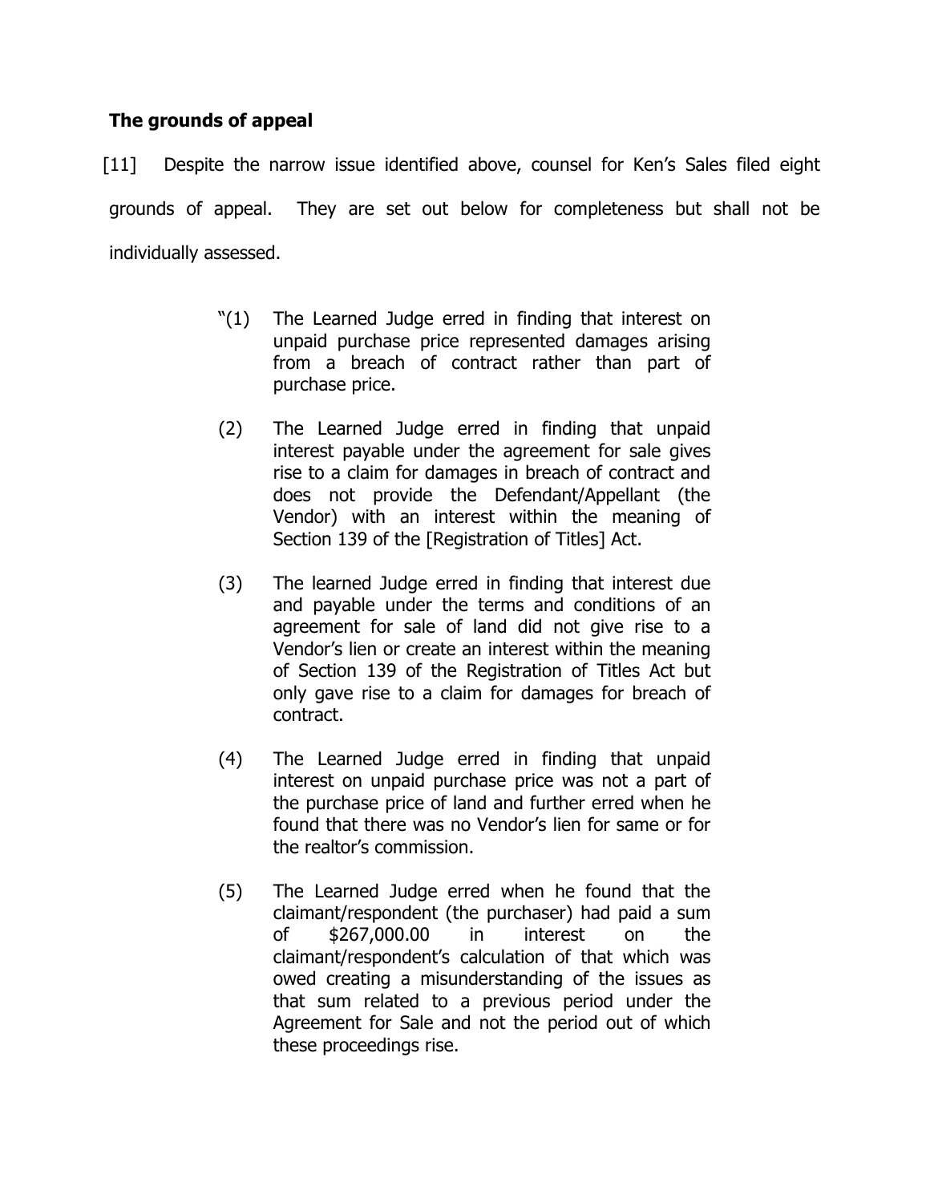## The grounds of appeal

[11] Despite the narrow issue identified above, counsel for Ken's Sales filed eight grounds of appeal. They are set out below for completeness but shall not be individually assessed.

> "(1) The Learned Judge erred in finding that interest on unpaid purchase price represented damages arising from a breach of contract rather than part of purchase price.
>
> (2) The Learned Judge erred in finding that unpaid interest payable under the agreement for sale gives rise to a claim for damages in breach of contract and does not provide the Defendant/Appellant (the Vendor) with an interest within the meaning of Section 139 of the [Registration of Titles] Act.
>
> (3) The learned Judge erred in finding that interest due and payable under the terms and conditions of an agreement for sale of land did not give rise to a Vendor's lien or create an interest within the meaning of Section 139 of the Registration of Titles Act but only gave rise to a claim for damages for breach of contract.
>
> (4) The Learned Judge erred in finding that unpaid interest on unpaid purchase price was not a part of the purchase price of land and further erred when he found that there was no Vendor's lien for same or for the realtor's commission.
>
> (5) The Learned Judge erred when he found that the claimant/respondent (the purchaser) had paid a sum of $267,000.00 in interest on the claimant/respondent's calculation of that which was owed creating a misunderstanding of the issues as that sum related to a previous period under the Agreement for Sale and not the period out of which these proceedings rise.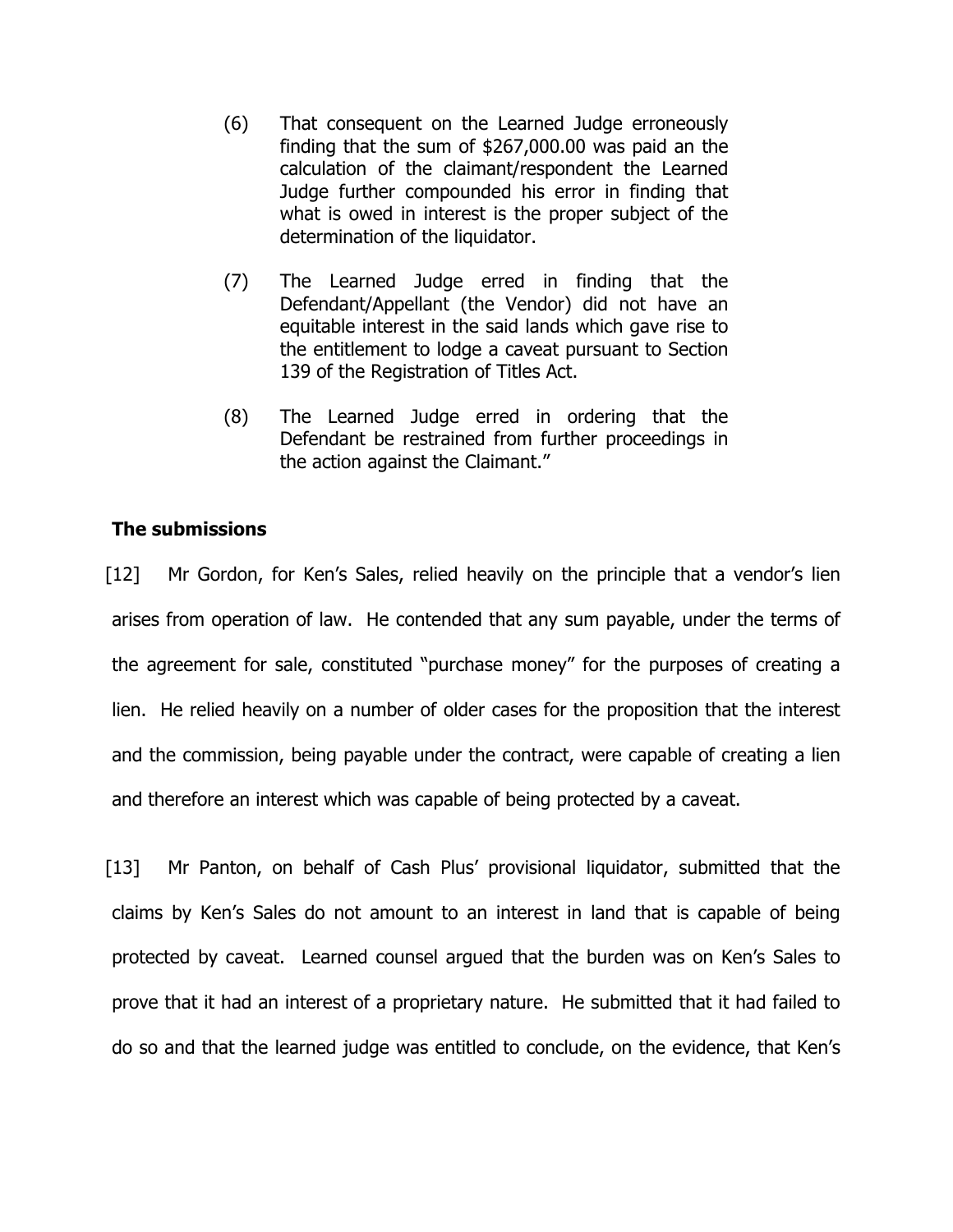(6) That consequent on the Learned Judge erroneously finding that the sum of $267,000.00 was paid an the calculation of the claimant/respondent the Learned Judge further compounded his error in finding that what is owed in interest is the proper subject of the determination of the liquidator.

(7) The Learned Judge erred in finding that the Defendant/Appellant (the Vendor) did not have an equitable interest in the said lands which gave rise to the entitlement to lodge a caveat pursuant to Section 139 of the Registration of Titles Act.

(8) The Learned Judge erred in ordering that the Defendant be restrained from further proceedings in the action against the Claimant."

**The submissions**

[12] Mr Gordon, for Ken's Sales, relied heavily on the principle that a vendor's lien arises from operation of law. He contended that any sum payable, under the terms of the agreement for sale, constituted "purchase money" for the purposes of creating a lien. He relied heavily on a number of older cases for the proposition that the interest and the commission, being payable under the contract, were capable of creating a lien and therefore an interest which was capable of being protected by a caveat.

[13] Mr Panton, on behalf of Cash Plus' provisional liquidator, submitted that the claims by Ken's Sales do not amount to an interest in land that is capable of being protected by caveat. Learned counsel argued that the burden was on Ken's Sales to prove that it had an interest of a proprietary nature. He submitted that it had failed to do so and that the learned judge was entitled to conclude, on the evidence, that Ken's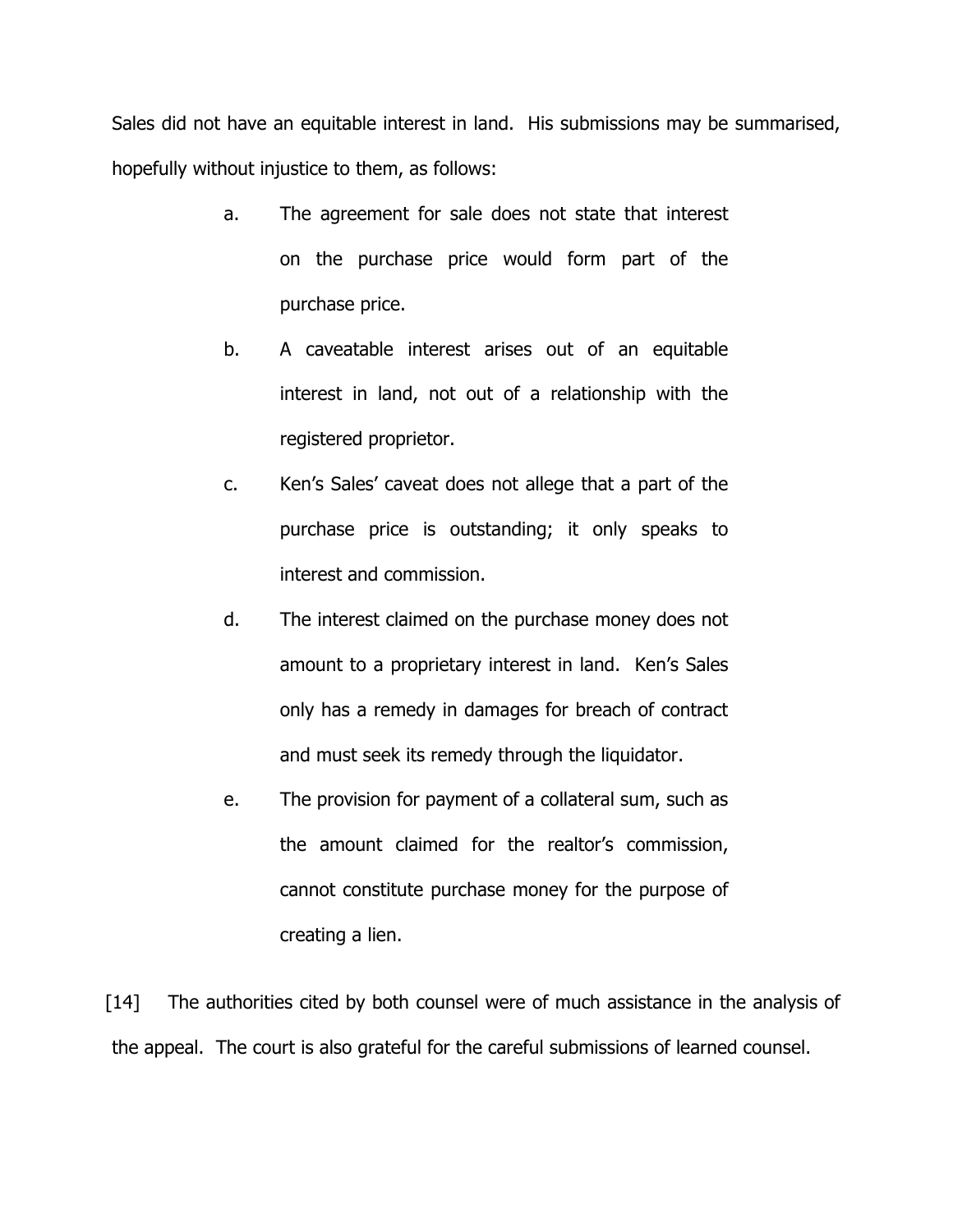Sales did not have an equitable interest in land. His submissions may be summarised, hopefully without injustice to them, as follows:

a. The agreement for sale does not state that interest on the purchase price would form part of the purchase price.

b. A caveatable interest arises out of an equitable interest in land, not out of a relationship with the registered proprietor.

c. Ken's Sales' caveat does not allege that a part of the purchase price is outstanding; it only speaks to interest and commission.

d. The interest claimed on the purchase money does not amount to a proprietary interest in land. Ken's Sales only has a remedy in damages for breach of contract and must seek its remedy through the liquidator.

e. The provision for payment of a collateral sum, such as the amount claimed for the realtor's commission, cannot constitute purchase money for the purpose of creating a lien.

[14] The authorities cited by both counsel were of much assistance in the analysis of the appeal. The court is also grateful for the careful submissions of learned counsel.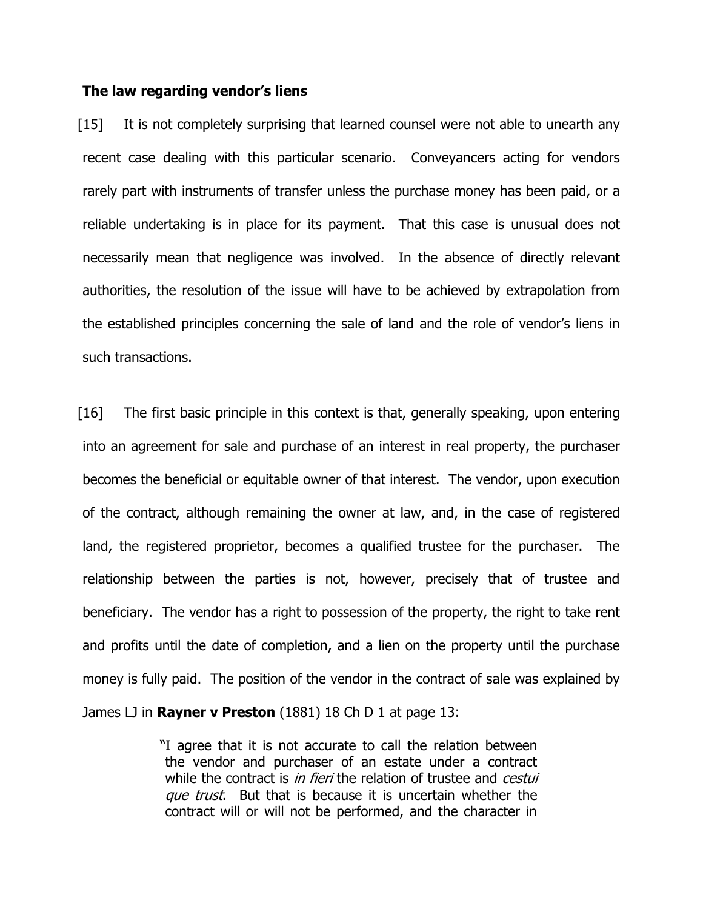**The law regarding vendor's liens**

[15] It is not completely surprising that learned counsel were not able to unearth any recent case dealing with this particular scenario. Conveyancers acting for vendors rarely part with instruments of transfer unless the purchase money has been paid, or a reliable undertaking is in place for its payment. That this case is unusual does not necessarily mean that negligence was involved. In the absence of directly relevant authorities, the resolution of the issue will have to be achieved by extrapolation from the established principles concerning the sale of land and the role of vendor's liens in such transactions.

[16] The first basic principle in this context is that, generally speaking, upon entering into an agreement for sale and purchase of an interest in real property, the purchaser becomes the beneficial or equitable owner of that interest. The vendor, upon execution of the contract, although remaining the owner at law, and, in the case of registered land, the registered proprietor, becomes a qualified trustee for the purchaser. The relationship between the parties is not, however, precisely that of trustee and beneficiary. The vendor has a right to possession of the property, the right to take rent and profits until the date of completion, and a lien on the property until the purchase money is fully paid. The position of the vendor in the contract of sale was explained by James LJ in **Rayner v Preston** (1881) 18 Ch D 1 at page 13:

> "I agree that it is not accurate to call the relation between the vendor and purchaser of an estate under a contract while the contract is *in fieri* the relation of trustee and *cestui que trust*. But that is because it is uncertain whether the contract will or will not be performed, and the character in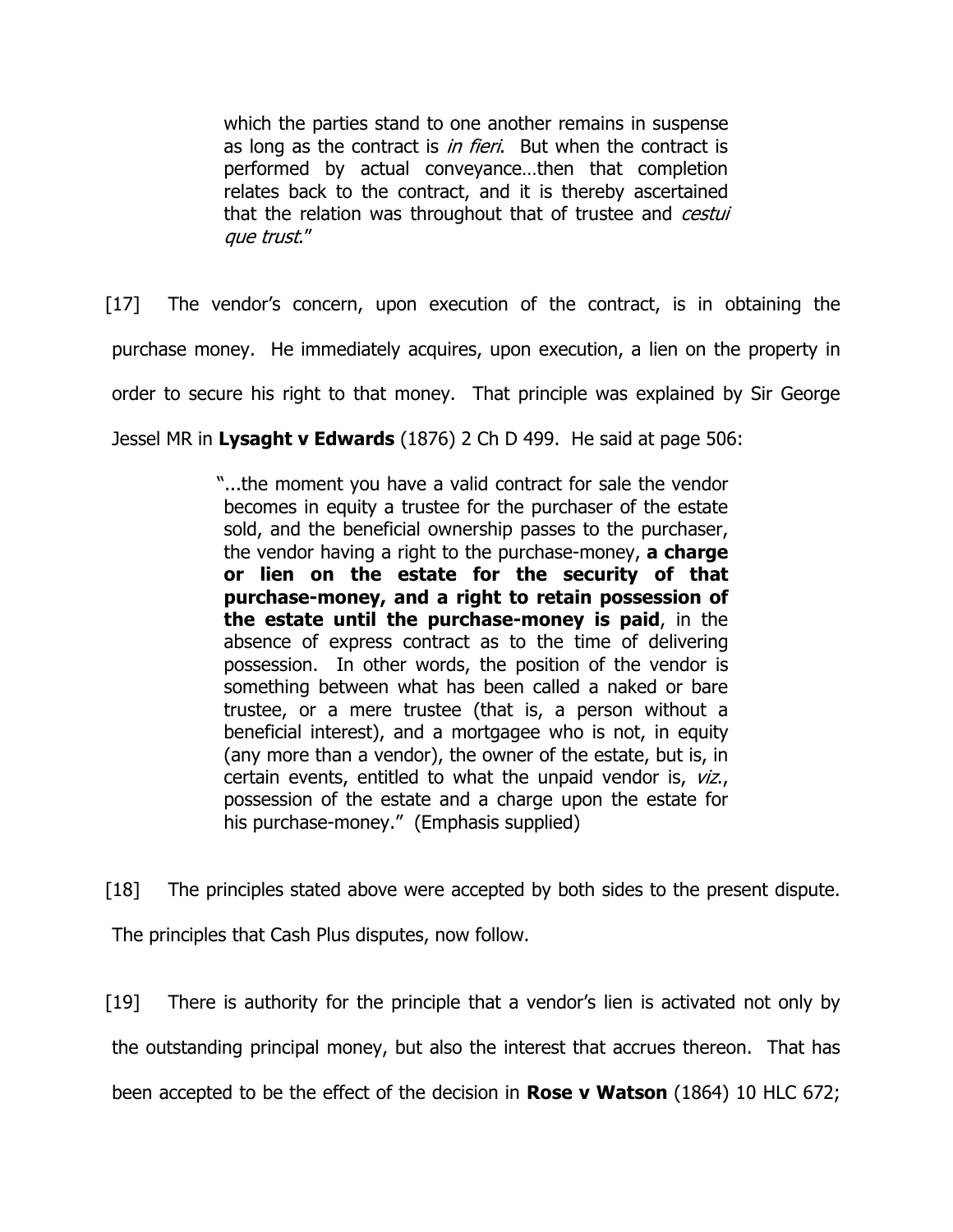> which the parties stand to one another remains in suspense as long as the contract is *in fieri*. But when the contract is performed by actual conveyance…then that completion relates back to the contract, and it is thereby ascertained that the relation was throughout that of trustee and *cestui que trust*."

[17] The vendor's concern, upon execution of the contract, is in obtaining the purchase money. He immediately acquires, upon execution, a lien on the property in order to secure his right to that money. That principle was explained by Sir George Jessel MR in **Lysaght v Edwards** (1876) 2 Ch D 499. He said at page 506:

> "...the moment you have a valid contract for sale the vendor becomes in equity a trustee for the purchaser of the estate sold, and the beneficial ownership passes to the purchaser, the vendor having a right to the purchase-money, **a charge or lien on the estate for the security of that purchase-money, and a right to retain possession of the estate until the purchase-money is paid**, in the absence of express contract as to the time of delivering possession. In other words, the position of the vendor is something between what has been called a naked or bare trustee, or a mere trustee (that is, a person without a beneficial interest), and a mortgagee who is not, in equity (any more than a vendor), the owner of the estate, but is, in certain events, entitled to what the unpaid vendor is, *viz.*, possession of the estate and a charge upon the estate for his purchase-money." (Emphasis supplied)

[18] The principles stated above were accepted by both sides to the present dispute. The principles that Cash Plus disputes, now follow.

[19] There is authority for the principle that a vendor's lien is activated not only by the outstanding principal money, but also the interest that accrues thereon. That has been accepted to be the effect of the decision in **Rose v Watson** (1864) 10 HLC 672;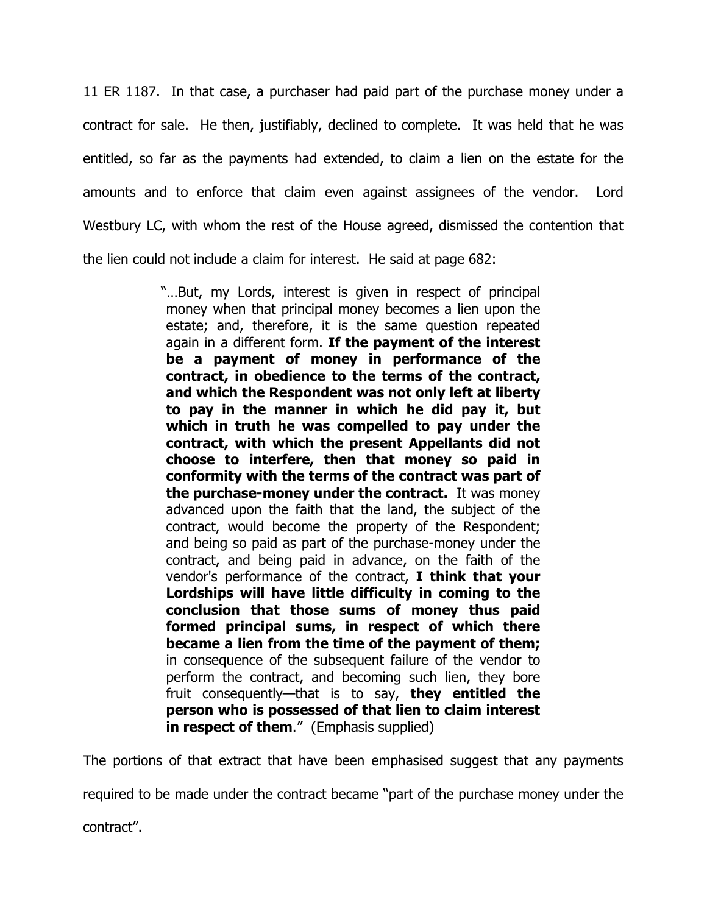11 ER 1187. In that case, a purchaser had paid part of the purchase money under a contract for sale. He then, justifiably, declined to complete. It was held that he was entitled, so far as the payments had extended, to claim a lien on the estate for the amounts and to enforce that claim even against assignees of the vendor. Lord Westbury LC, with whom the rest of the House agreed, dismissed the contention that the lien could not include a claim for interest. He said at page 682:

> "…But, my Lords, interest is given in respect of principal money when that principal money becomes a lien upon the estate; and, therefore, it is the same question repeated again in a different form. **If the payment of the interest be a payment of money in performance of the contract, in obedience to the terms of the contract, and which the Respondent was not only left at liberty to pay in the manner in which he did pay it, but which in truth he was compelled to pay under the contract, with which the present Appellants did not choose to interfere, then that money so paid in conformity with the terms of the contract was part of the purchase-money under the contract.** It was money advanced upon the faith that the land, the subject of the contract, would become the property of the Respondent; and being so paid as part of the purchase-money under the contract, and being paid in advance, on the faith of the vendor's performance of the contract, **I think that your Lordships will have little difficulty in coming to the conclusion that those sums of money thus paid formed principal sums, in respect of which there became a lien from the time of the payment of them;** in consequence of the subsequent failure of the vendor to perform the contract, and becoming such lien, they bore fruit consequently—that is to say, **they entitled the person who is possessed of that lien to claim interest in respect of them**." (Emphasis supplied)

The portions of that extract that have been emphasised suggest that any payments required to be made under the contract became "part of the purchase money under the contract".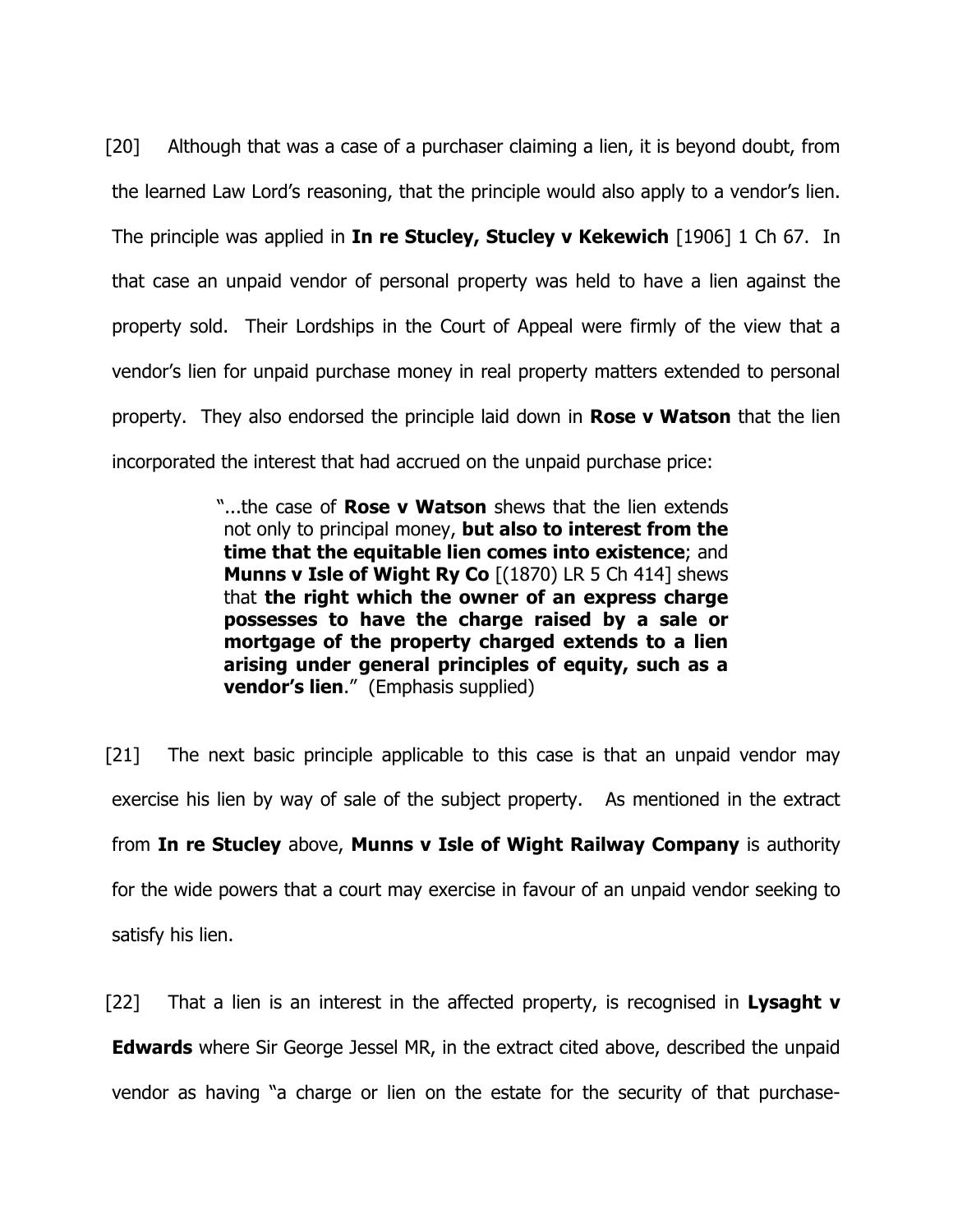[20] Although that was a case of a purchaser claiming a lien, it is beyond doubt, from the learned Law Lord's reasoning, that the principle would also apply to a vendor's lien. The principle was applied in **In re Stucley, Stucley v Kekewich** [1906] 1 Ch 67. In that case an unpaid vendor of personal property was held to have a lien against the property sold. Their Lordships in the Court of Appeal were firmly of the view that a vendor's lien for unpaid purchase money in real property matters extended to personal property. They also endorsed the principle laid down in **Rose v Watson** that the lien incorporated the interest that had accrued on the unpaid purchase price:

> "...the case of **Rose v Watson** shews that the lien extends not only to principal money, **but also to interest from the time that the equitable lien comes into existence**; and **Munns v Isle of Wight Ry Co** [(1870) LR 5 Ch 414] shews that **the right which the owner of an express charge possesses to have the charge raised by a sale or mortgage of the property charged extends to a lien arising under general principles of equity, such as a vendor's lien**." (Emphasis supplied)

[21] The next basic principle applicable to this case is that an unpaid vendor may exercise his lien by way of sale of the subject property. As mentioned in the extract from **In re Stucley** above, **Munns v Isle of Wight Railway Company** is authority for the wide powers that a court may exercise in favour of an unpaid vendor seeking to satisfy his lien.

[22] That a lien is an interest in the affected property, is recognised in **Lysaght v Edwards** where Sir George Jessel MR, in the extract cited above, described the unpaid vendor as having "a charge or lien on the estate for the security of that purchase-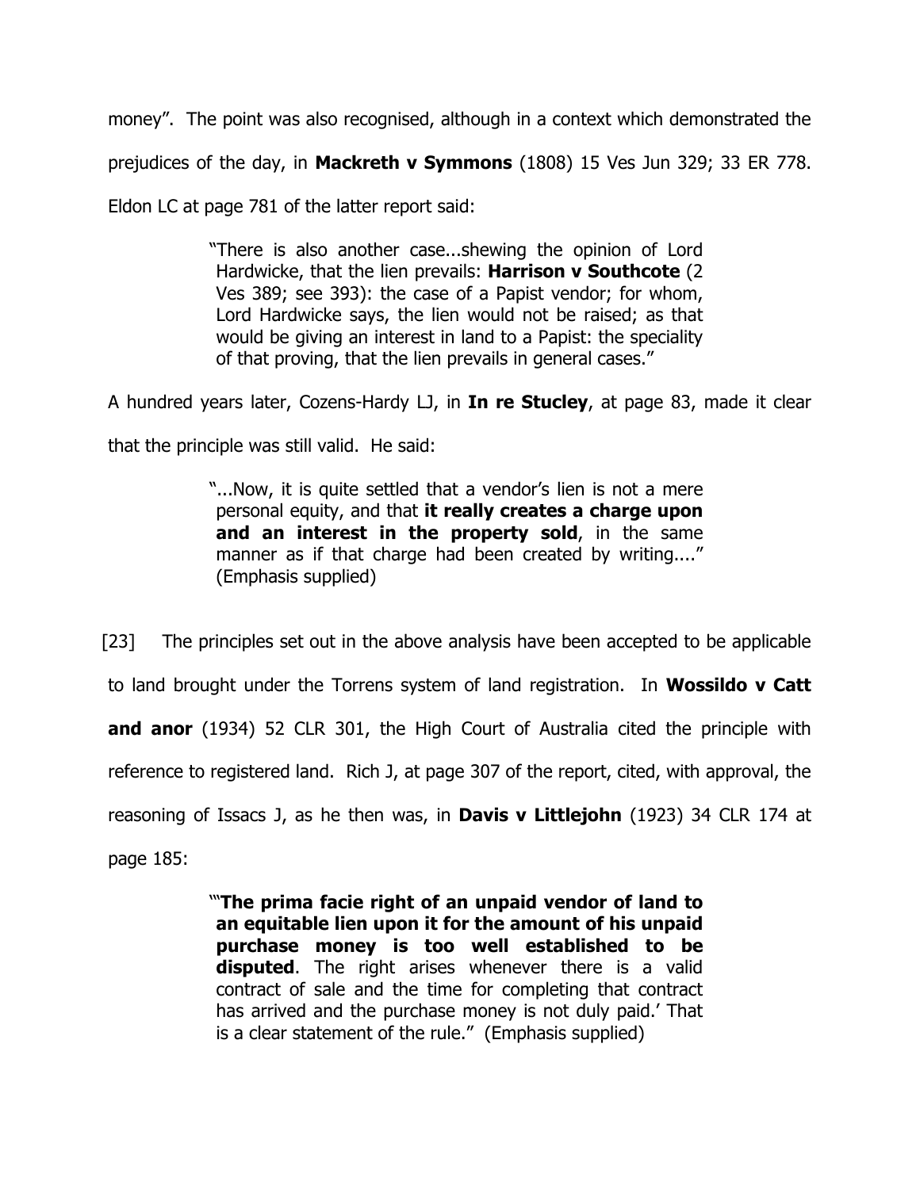money". The point was also recognised, although in a context which demonstrated the prejudices of the day, in **Mackreth v Symmons** (1808) 15 Ves Jun 329; 33 ER 778. Eldon LC at page 781 of the latter report said:

> "There is also another case...shewing the opinion of Lord Hardwicke, that the lien prevails: **Harrison v Southcote** (2 Ves 389; see 393): the case of a Papist vendor; for whom, Lord Hardwicke says, the lien would not be raised; as that would be giving an interest in land to a Papist: the speciality of that proving, that the lien prevails in general cases."

A hundred years later, Cozens-Hardy LJ, in **In re Stucley**, at page 83, made it clear that the principle was still valid. He said:

> "...Now, it is quite settled that a vendor's lien is not a mere personal equity, and that **it really creates a charge upon and an interest in the property sold**, in the same manner as if that charge had been created by writing...." (Emphasis supplied)

[23] The principles set out in the above analysis have been accepted to be applicable to land brought under the Torrens system of land registration. In **Wossildo v Catt and anor** (1934) 52 CLR 301, the High Court of Australia cited the principle with reference to registered land. Rich J, at page 307 of the report, cited, with approval, the reasoning of Issacs J, as he then was, in **Davis v Littlejohn** (1923) 34 CLR 174 at page 185:

> "'**The prima facie right of an unpaid vendor of land to an equitable lien upon it for the amount of his unpaid purchase money is too well established to be disputed**. The right arises whenever there is a valid contract of sale and the time for completing that contract has arrived and the purchase money is not duly paid.' That is a clear statement of the rule." (Emphasis supplied)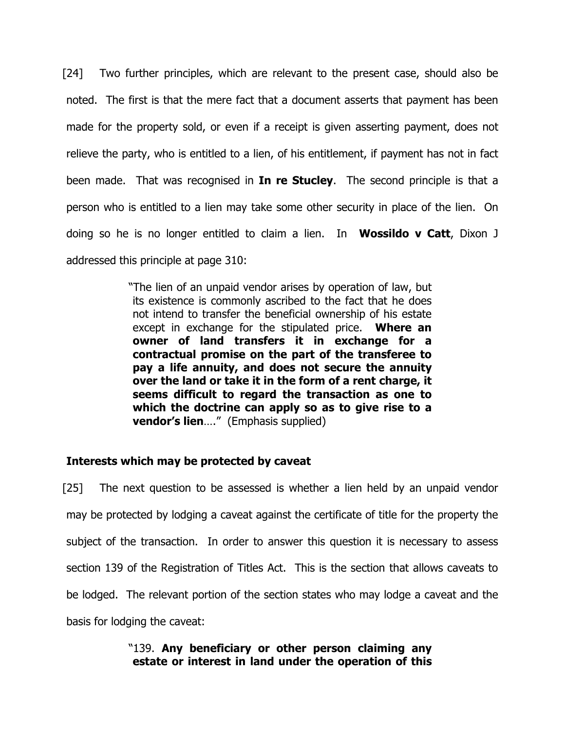[24] Two further principles, which are relevant to the present case, should also be noted. The first is that the mere fact that a document asserts that payment has been made for the property sold, or even if a receipt is given asserting payment, does not relieve the party, who is entitled to a lien, of his entitlement, if payment has not in fact been made. That was recognised in **In re Stucley**. The second principle is that a person who is entitled to a lien may take some other security in place of the lien. On doing so he is no longer entitled to claim a lien. In **Wossildo v Catt**, Dixon J addressed this principle at page 310:

> "The lien of an unpaid vendor arises by operation of law, but its existence is commonly ascribed to the fact that he does not intend to transfer the beneficial ownership of his estate except in exchange for the stipulated price. **Where an owner of land transfers it in exchange for a contractual promise on the part of the transferee to pay a life annuity, and does not secure the annuity over the land or take it in the form of a rent charge, it seems difficult to regard the transaction as one to which the doctrine can apply so as to give rise to a vendor's lien**…." (Emphasis supplied)

**Interests which may be protected by caveat**

[25] The next question to be assessed is whether a lien held by an unpaid vendor may be protected by lodging a caveat against the certificate of title for the property the subject of the transaction. In order to answer this question it is necessary to assess section 139 of the Registration of Titles Act. This is the section that allows caveats to be lodged. The relevant portion of the section states who may lodge a caveat and the basis for lodging the caveat:

> "139. **Any beneficiary or other person claiming any estate or interest in land under the operation of this**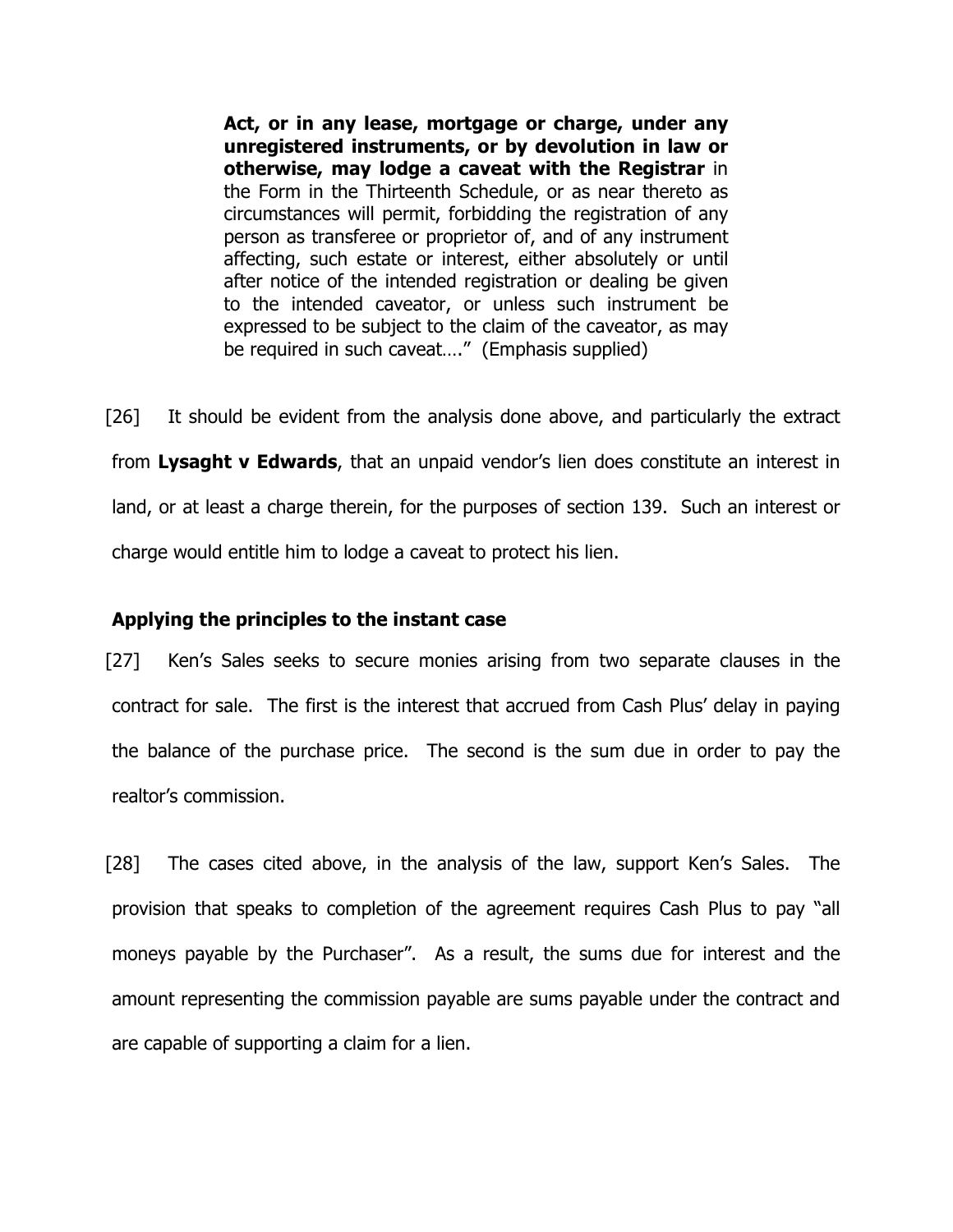> **Act, or in any lease, mortgage or charge, under any unregistered instruments, or by devolution in law or otherwise, may lodge a caveat with the Registrar** in the Form in the Thirteenth Schedule, or as near thereto as circumstances will permit, forbidding the registration of any person as transferee or proprietor of, and of any instrument affecting, such estate or interest, either absolutely or until after notice of the intended registration or dealing be given to the intended caveator, or unless such instrument be expressed to be subject to the claim of the caveator, as may be required in such caveat…." (Emphasis supplied)

[26] It should be evident from the analysis done above, and particularly the extract from **Lysaght v Edwards**, that an unpaid vendor's lien does constitute an interest in land, or at least a charge therein, for the purposes of section 139. Such an interest or charge would entitle him to lodge a caveat to protect his lien.

**Applying the principles to the instant case**

[27] Ken's Sales seeks to secure monies arising from two separate clauses in the contract for sale. The first is the interest that accrued from Cash Plus' delay in paying the balance of the purchase price. The second is the sum due in order to pay the realtor's commission.

[28] The cases cited above, in the analysis of the law, support Ken's Sales. The provision that speaks to completion of the agreement requires Cash Plus to pay "all moneys payable by the Purchaser". As a result, the sums due for interest and the amount representing the commission payable are sums payable under the contract and are capable of supporting a claim for a lien.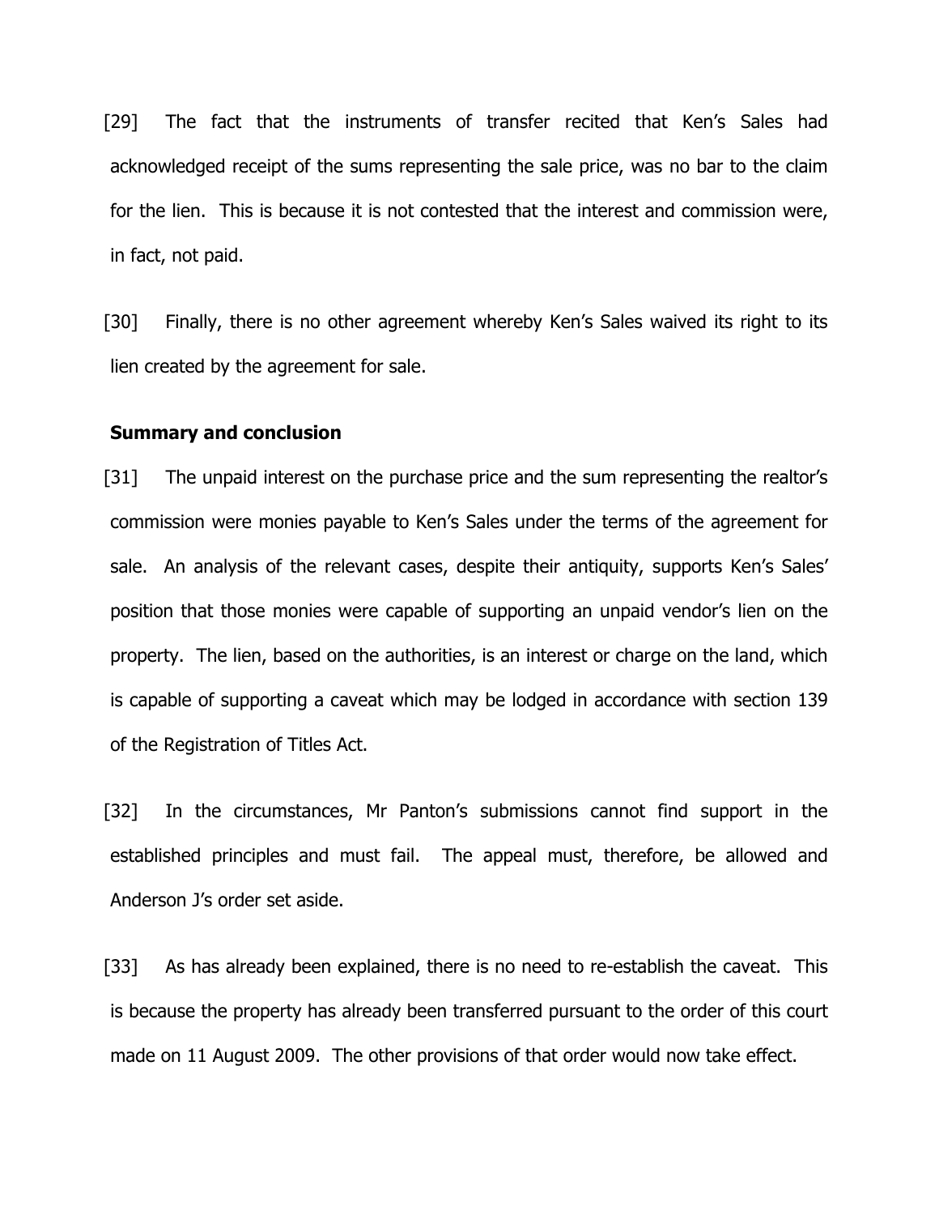[29] The fact that the instruments of transfer recited that Ken's Sales had acknowledged receipt of the sums representing the sale price, was no bar to the claim for the lien. This is because it is not contested that the interest and commission were, in fact, not paid.

[30] Finally, there is no other agreement whereby Ken's Sales waived its right to its lien created by the agreement for sale.

**Summary and conclusion**

[31] The unpaid interest on the purchase price and the sum representing the realtor's commission were monies payable to Ken's Sales under the terms of the agreement for sale. An analysis of the relevant cases, despite their antiquity, supports Ken's Sales' position that those monies were capable of supporting an unpaid vendor's lien on the property. The lien, based on the authorities, is an interest or charge on the land, which is capable of supporting a caveat which may be lodged in accordance with section 139 of the Registration of Titles Act.

[32] In the circumstances, Mr Panton's submissions cannot find support in the established principles and must fail. The appeal must, therefore, be allowed and Anderson J's order set aside.

[33] As has already been explained, there is no need to re-establish the caveat. This is because the property has already been transferred pursuant to the order of this court made on 11 August 2009. The other provisions of that order would now take effect.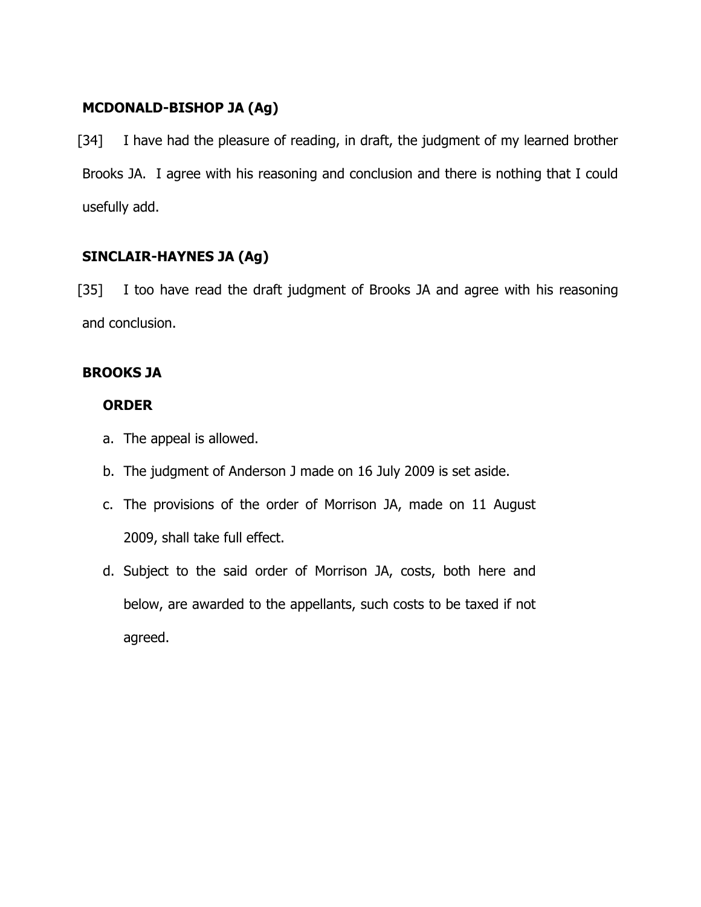**MCDONALD-BISHOP JA (Ag)**

[34] I have had the pleasure of reading, in draft, the judgment of my learned brother Brooks JA. I agree with his reasoning and conclusion and there is nothing that I could usefully add.

**SINCLAIR-HAYNES JA (Ag)**

[35] I too have read the draft judgment of Brooks JA and agree with his reasoning and conclusion.

**BROOKS JA**

**ORDER**

a. The appeal is allowed.

b. The judgment of Anderson J made on 16 July 2009 is set aside.

c. The provisions of the order of Morrison JA, made on 11 August 2009, shall take full effect.

d. Subject to the said order of Morrison JA, costs, both here and below, are awarded to the appellants, such costs to be taxed if not agreed.